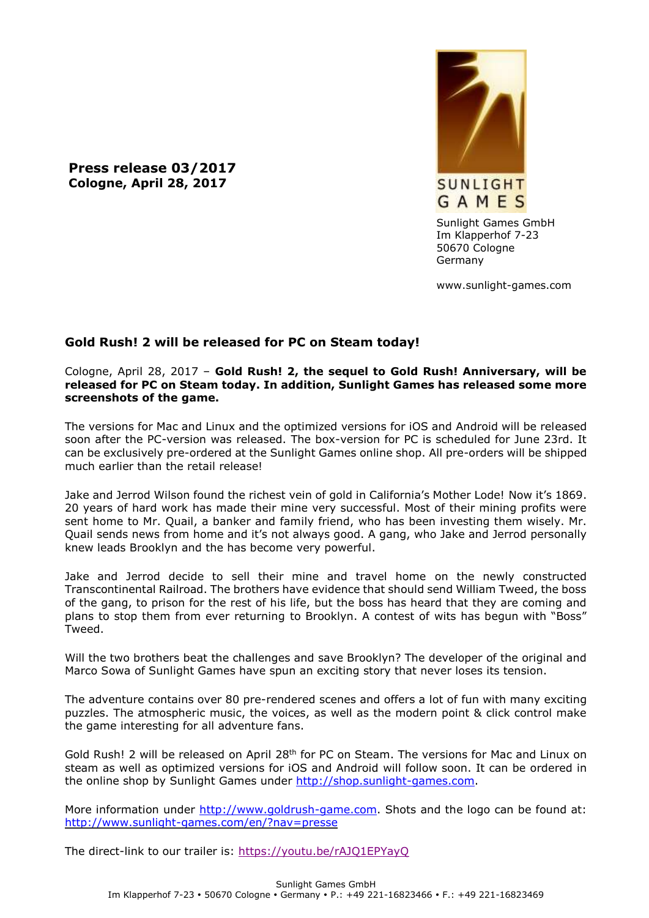**Press release 03/2017**
**Cologne, April 28, 2017**

SUNLIGHT GAMES

Sunlight Games GmbH
Im Klapperhof 7-23
50670 Cologne
Germany

www.sunlight-games.com

### Gold Rush! 2 will be released for PC on Steam today!

Cologne, April 28, 2017 – **Gold Rush! 2, the sequel to Gold Rush! Anniversary, will be released for PC on Steam today. In addition, Sunlight Games has released some more screenshots of the game.**

The versions for Mac and Linux and the optimized versions for iOS and Android will be released soon after the PC-version was released. The box-version for PC is scheduled for June 23rd. It can be exclusively pre-ordered at the Sunlight Games online shop. All pre-orders will be shipped much earlier than the retail release!

Jake and Jerrod Wilson found the richest vein of gold in California's Mother Lode! Now it's 1869. 20 years of hard work has made their mine very successful. Most of their mining profits were sent home to Mr. Quail, a banker and family friend, who has been investing them wisely. Mr. Quail sends news from home and it's not always good. A gang, who Jake and Jerrod personally knew leads Brooklyn and the has become very powerful.

Jake and Jerrod decide to sell their mine and travel home on the newly constructed Transcontinental Railroad. The brothers have evidence that should send William Tweed, the boss of the gang, to prison for the rest of his life, but the boss has heard that they are coming and plans to stop them from ever returning to Brooklyn. A contest of wits has begun with "Boss" Tweed.

Will the two brothers beat the challenges and save Brooklyn? The developer of the original and Marco Sowa of Sunlight Games have spun an exciting story that never loses its tension.

The adventure contains over 80 pre-rendered scenes and offers a lot of fun with many exciting puzzles. The atmospheric music, the voices, as well as the modern point & click control make the game interesting for all adventure fans.

Gold Rush! 2 will be released on April 28th for PC on Steam. The versions for Mac and Linux on steam as well as optimized versions for iOS and Android will follow soon. It can be ordered in the online shop by Sunlight Games under http://shop.sunlight-games.com.

More information under http://www.goldrush-game.com. Shots and the logo can be found at: http://www.sunlight-games.com/en/?nav=presse

The direct-link to our trailer is: https://youtu.be/rAJQ1EPYayQ

Sunlight Games GmbH
Im Klapperhof 7-23 • 50670 Cologne • Germany • P.: +49 221-16823466 • F.: +49 221-16823469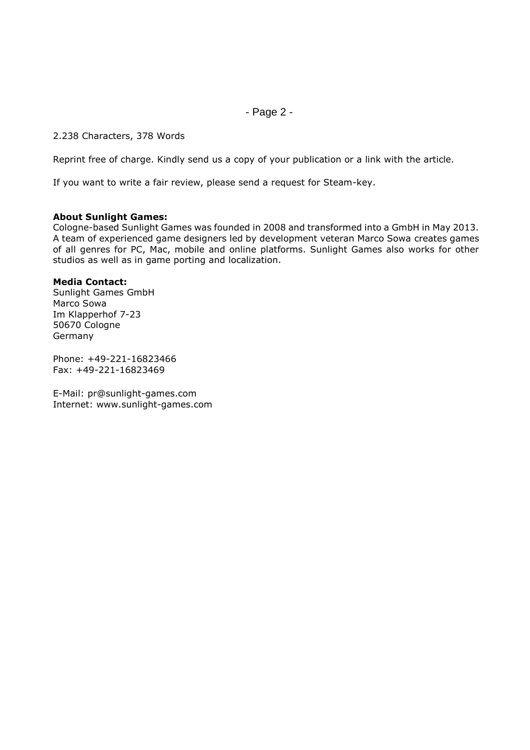2.238 Characters, 378 Words

Reprint free of charge. Kindly send us a copy of your publication or a link with the article.

If you want to write a fair review, please send a request for Steam-key.

**About Sunlight Games:**
Cologne-based Sunlight Games was founded in 2008 and transformed into a GmbH in May 2013. A team of experienced game designers led by development veteran Marco Sowa creates games of all genres for PC, Mac, mobile and online platforms. Sunlight Games also works for other studios as well as in game porting and localization.

**Media Contact:**
Sunlight Games GmbH
Marco Sowa
Im Klapperhof 7-23
50670 Cologne
Germany

Phone: +49-221-16823466
Fax: +49-221-16823469

E-Mail: pr@sunlight-games.com
Internet: www.sunlight-games.com